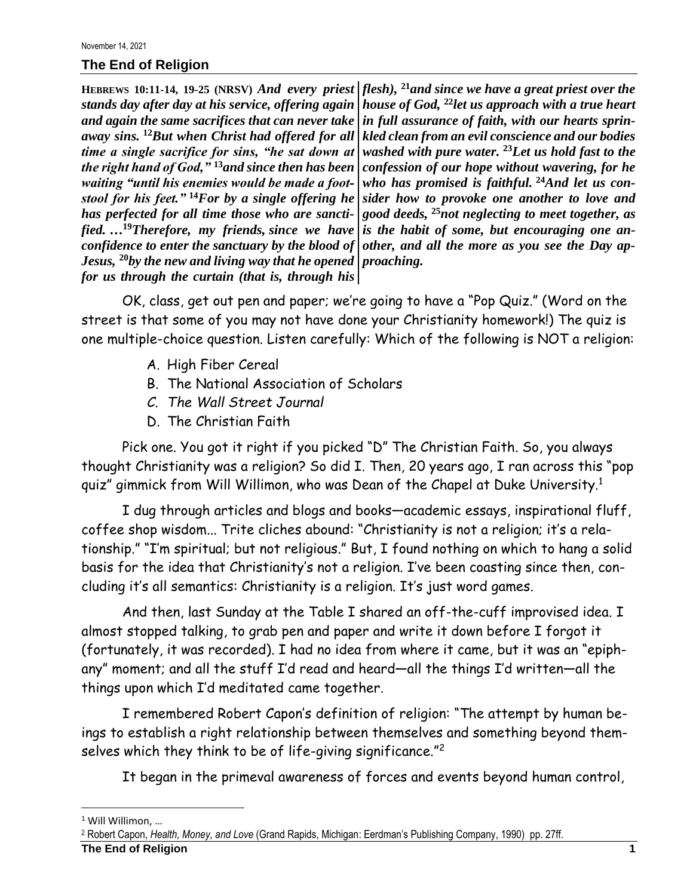November 14, 2021

# The End of Religion

**HEBREWS 10:11-14, 19-25 (NRSV)** ***And every priest stands day after day at his service, offering again and again the same sacrifices that can never take away sins.*** [12]***But when Christ had offered for all time a single sacrifice for sins, "he sat down at the right hand of God,"*** [13]***and since then has been waiting "until his enemies would be made a footstool for his feet."*** [14]***For by a single offering he has perfected for all time those who are sanctified. …***[19]***Therefore, my friends, since we have confidence to enter the sanctuary by the blood of Jesus,*** [20]***by the new and living way that he opened for us through the curtain (that is, through his flesh),*** [21]***and since we have a great priest over the house of God,*** [22]***let us approach with a true heart in full assurance of faith, with our hearts sprinkled clean from an evil conscience and our bodies washed with pure water.*** [23]***Let us hold fast to the confession of our hope without wavering, for he who has promised is faithful.*** [24]***And let us consider how to provoke one another to love and good deeds,*** [25]***not neglecting to meet together, as is the habit of some, but encouraging one another, and all the more as you see the Day approaching.***

OK, class, get out pen and paper; we're going to have a "Pop Quiz." (Word on the street is that some of you may not have done your Christianity homework!) The quiz is one multiple-choice question. Listen carefully: Which of the following is NOT a religion:

A. High Fiber Cereal
B. The National Association of Scholars
C. *The Wall Street Journal*
D. The Christian Faith

Pick one. You got it right if you picked "D" The Christian Faith. So, you always thought Christianity was a religion? So did I. Then, 20 years ago, I ran across this "pop quiz" gimmick from Will Willimon, who was Dean of the Chapel at Duke University.[1]

I dug through articles and blogs and books—academic essays, inspirational fluff, coffee shop wisdom... Trite cliches abound: "Christianity is not a religion; it's a relationship." "I'm spiritual; but not religious." But, I found nothing on which to hang a solid basis for the idea that Christianity's not a religion. I've been coasting since then, concluding it's all semantics: Christianity is a religion. It's just word games.

And then, last Sunday at the Table I shared an off-the-cuff improvised idea. I almost stopped talking, to grab pen and paper and write it down before I forgot it (fortunately, it was recorded). I had no idea from where it came, but it was an "epiphany" moment; and all the stuff I'd read and heard—all the things I'd written—all the things upon which I'd meditated came together.

I remembered Robert Capon's definition of religion: "The attempt by human beings to establish a right relationship between themselves and something beyond themselves which they think to be of life-giving significance."[2]

It began in the primeval awareness of forces and events beyond human control,

---

[1] Will Willimon, …

[2] Robert Capon, *Health, Money, and Love* (Grand Rapids, Michigan: Eerdman's Publishing Company, 1990) pp. 27ff.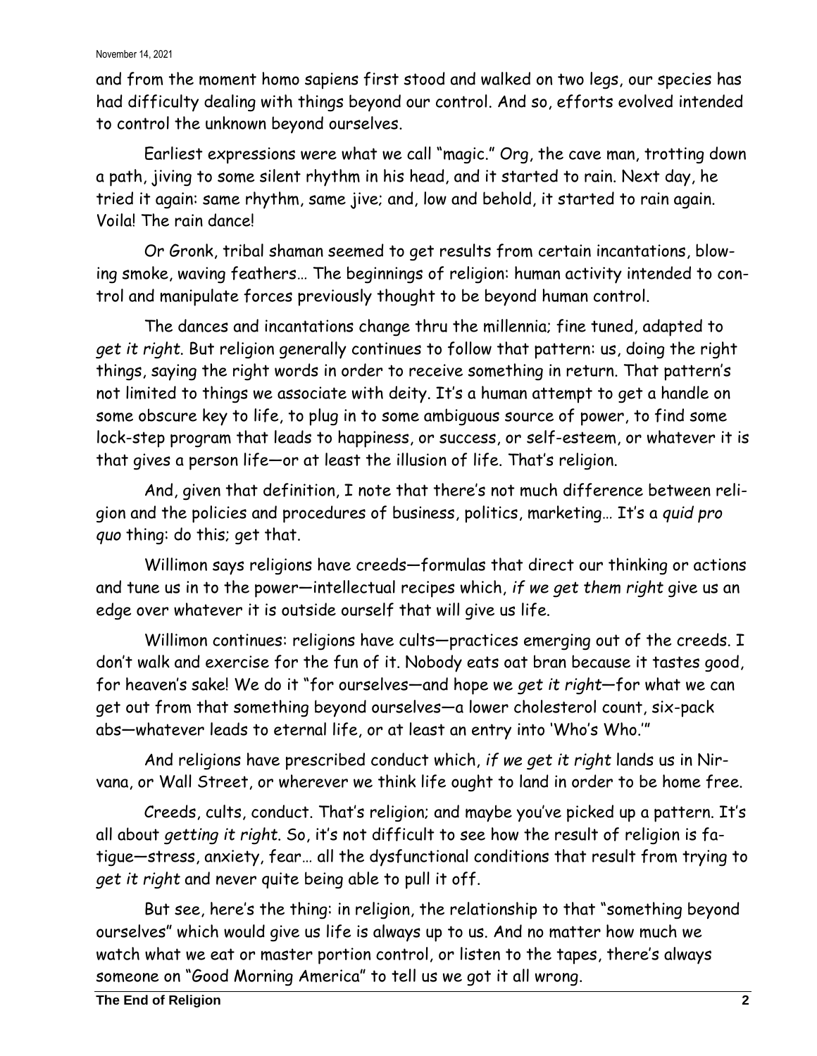and from the moment homo sapiens first stood and walked on two legs, our species has had difficulty dealing with things beyond our control. And so, efforts evolved intended to control the unknown beyond ourselves.

Earliest expressions were what we call "magic." Org, the cave man, trotting down a path, jiving to some silent rhythm in his head, and it started to rain. Next day, he tried it again: same rhythm, same jive; and, low and behold, it started to rain again. Voila! The rain dance!

Or Gronk, tribal shaman seemed to get results from certain incantations, blowing smoke, waving feathers… The beginnings of religion: human activity intended to control and manipulate forces previously thought to be beyond human control.

The dances and incantations change thru the millennia; fine tuned, adapted to *get it right*. But religion generally continues to follow that pattern: us, doing the right things, saying the right words in order to receive something in return. That pattern's not limited to things we associate with deity. It's a human attempt to get a handle on some obscure key to life, to plug in to some ambiguous source of power, to find some lock-step program that leads to happiness, or success, or self-esteem, or whatever it is that gives a person life—or at least the illusion of life. That's religion.

And, given that definition, I note that there's not much difference between religion and the policies and procedures of business, politics, marketing… It's a *quid pro quo* thing: do this; get that.

Willimon says religions have creeds—formulas that direct our thinking or actions and tune us in to the power—intellectual recipes which, *if we get them right* give us an edge over whatever it is outside ourself that will give us life.

Willimon continues: religions have cults—practices emerging out of the creeds. I don't walk and exercise for the fun of it. Nobody eats oat bran because it tastes good, for heaven's sake! We do it "for ourselves—and hope we *get it right*—for what we can get out from that something beyond ourselves—a lower cholesterol count, six-pack abs—whatever leads to eternal life, or at least an entry into 'Who's Who.'"

And religions have prescribed conduct which, *if we get it right* lands us in Nirvana, or Wall Street, or wherever we think life ought to land in order to be home free.

Creeds, cults, conduct. That's religion; and maybe you've picked up a pattern. It's all about *getting it right*. So, it's not difficult to see how the result of religion is fatigue—stress, anxiety, fear… all the dysfunctional conditions that result from trying to *get it right* and never quite being able to pull it off.

But see, here's the thing: in religion, the relationship to that "something beyond ourselves" which would give us life is always up to us. And no matter how much we watch what we eat or master portion control, or listen to the tapes, there's always someone on "Good Morning America" to tell us we got it all wrong.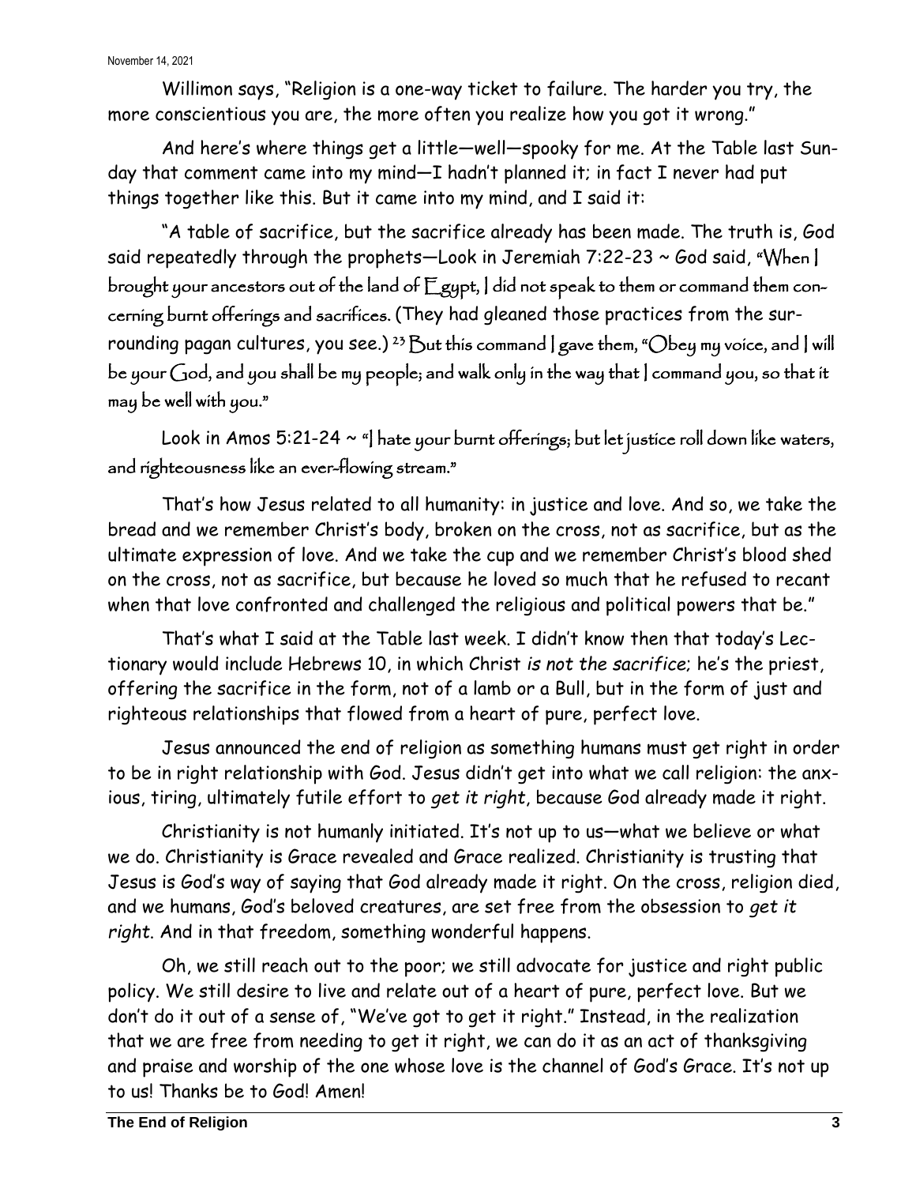Willimon says, "Religion is a one-way ticket to failure. The harder you try, the more conscientious you are, the more often you realize how you got it wrong."

And here's where things get a little—well—spooky for me. At the Table last Sunday that comment came into my mind—I hadn't planned it; in fact I never had put things together like this. But it came into my mind, and I said it:

"A table of sacrifice, but the sacrifice already has been made. The truth is, God said repeatedly through the prophets—Look in Jeremiah 7:22-23 ~ God said, "When I brought your ancestors out of the land of Egypt, I did not speak to them or command them concerning burnt offerings and sacrifices. (They had gleaned those practices from the surrounding pagan cultures, you see.) [23] But this command I gave them, "Obey my voice, and I will be your God, and you shall be my people; and walk only in the way that I command you, so that it may be well with you."

Look in Amos 5:21-24 ~ "I hate your burnt offerings; but let justice roll down like waters, and righteousness like an ever-flowing stream."

That's how Jesus related to all humanity: in justice and love. And so, we take the bread and we remember Christ's body, broken on the cross, not as sacrifice, but as the ultimate expression of love. And we take the cup and we remember Christ's blood shed on the cross, not as sacrifice, but because he loved so much that he refused to recant when that love confronted and challenged the religious and political powers that be."

That's what I said at the Table last week. I didn't know then that today's Lectionary would include Hebrews 10, in which Christ *is not the sacrifice*; he's the priest, offering the sacrifice in the form, not of a lamb or a Bull, but in the form of just and righteous relationships that flowed from a heart of pure, perfect love.

Jesus announced the end of religion as something humans must get right in order to be in right relationship with God. Jesus didn't get into what we call religion: the anxious, tiring, ultimately futile effort to *get it right*, because God already made it right.

Christianity is not humanly initiated. It's not up to us—what we believe or what we do. Christianity is Grace revealed and Grace realized. Christianity is trusting that Jesus is God's way of saying that God already made it right. On the cross, religion died, and we humans, God's beloved creatures, are set free from the obsession to *get it right*. And in that freedom, something wonderful happens.

Oh, we still reach out to the poor; we still advocate for justice and right public policy. We still desire to live and relate out of a heart of pure, perfect love. But we don't do it out of a sense of, "We've got to get it right." Instead, in the realization that we are free from needing to get it right, we can do it as an act of thanksgiving and praise and worship of the one whose love is the channel of God's Grace. It's not up to us! Thanks be to God! Amen!